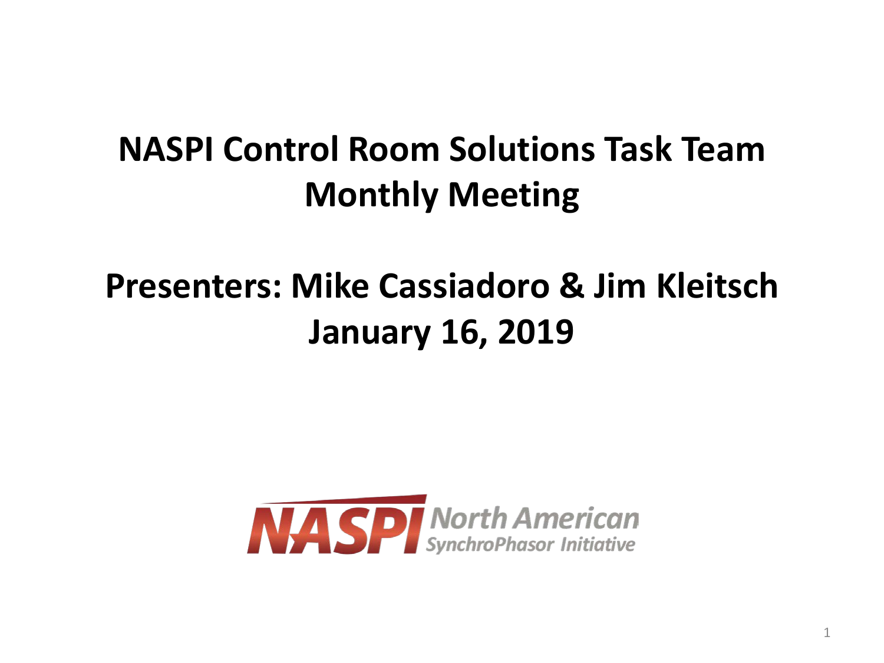# NASPI Control Room Solutions Task Team Monthly Meeting

## Presenters: Mike Cassiadoro & Jim Kleitsch
## January 16, 2019

NASPI North American SynchroPhasor Initiative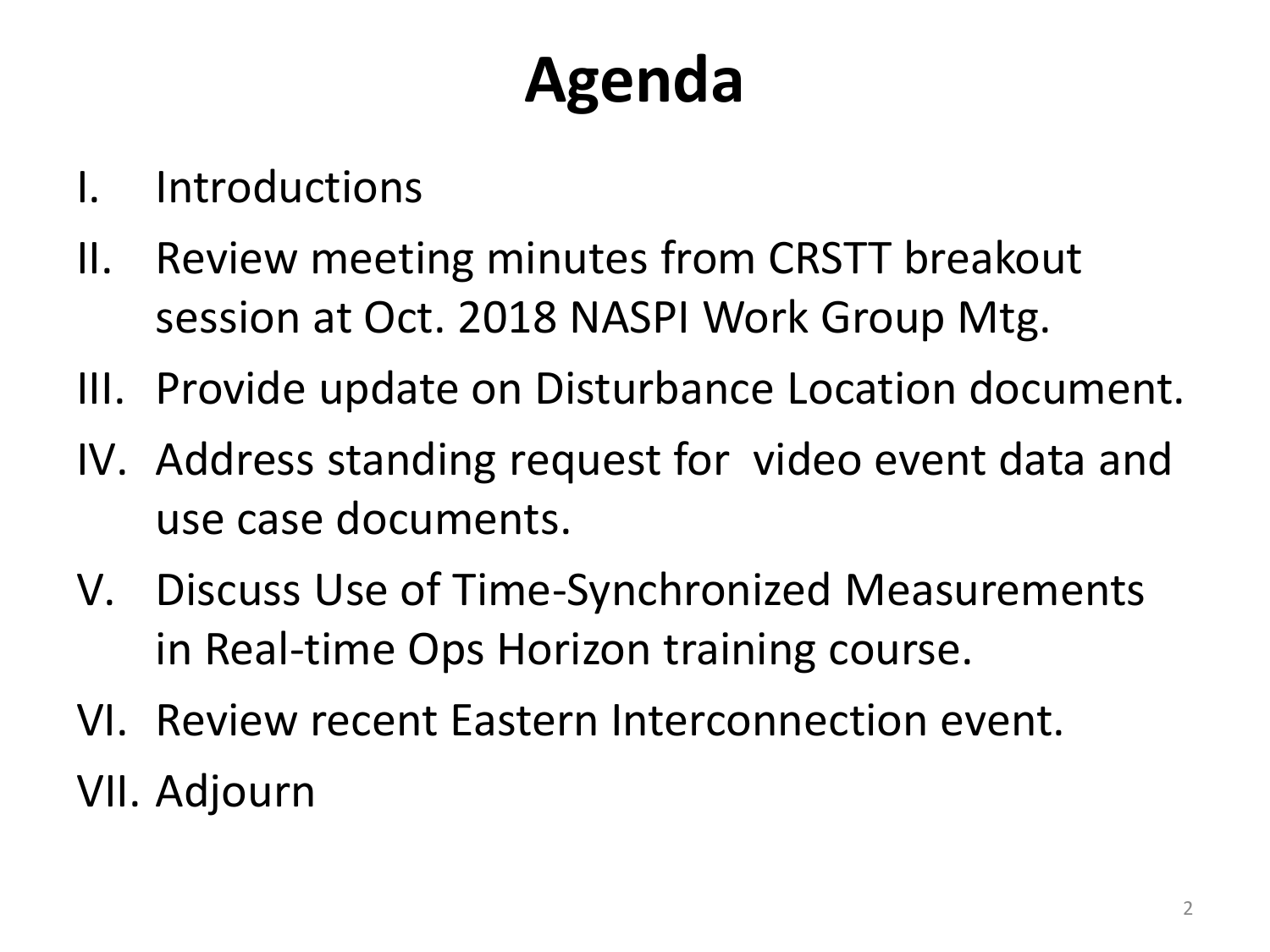# Agenda

I. Introductions
II. Review meeting minutes from CRSTT breakout session at Oct. 2018 NASPI Work Group Mtg.
III. Provide update on Disturbance Location document.
IV. Address standing request for video event data and use case documents.
V. Discuss Use of Time-Synchronized Measurements in Real-time Ops Horizon training course.
VI. Review recent Eastern Interconnection event.
VII. Adjourn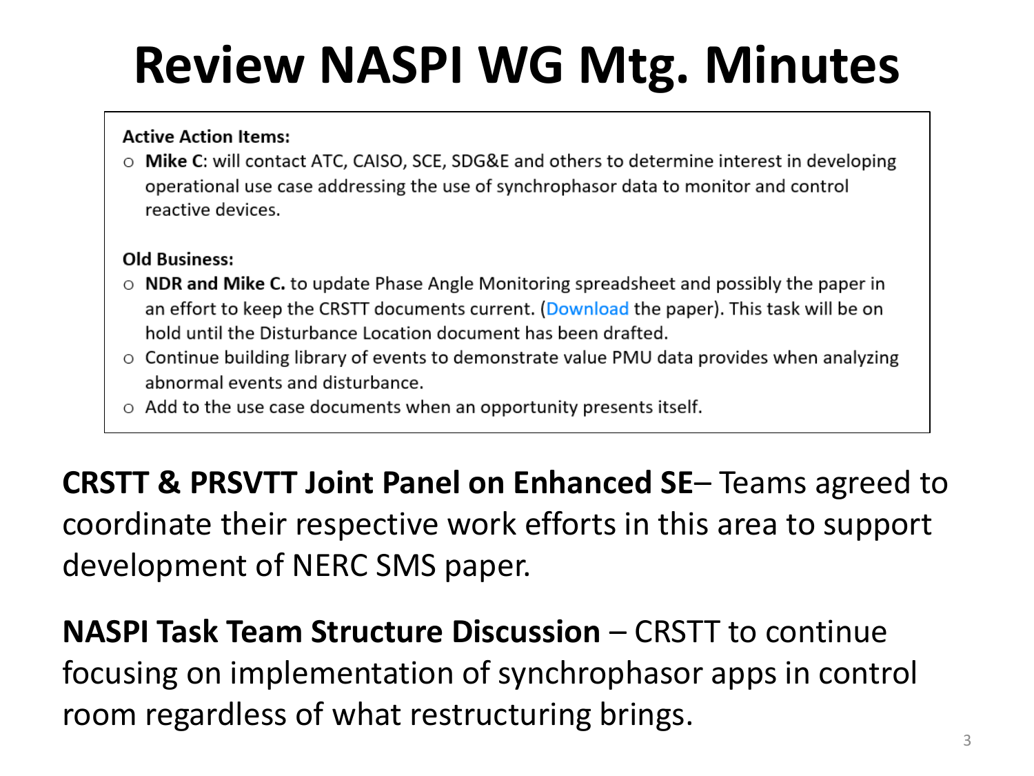# Review NASPI WG Mtg. Minutes

**Active Action Items:**

- **Mike C**: will contact ATC, CAISO, SCE, SDG&E and others to determine interest in developing operational use case addressing the use of synchrophasor data to monitor and control reactive devices.

**Old Business:**

- **NDR and Mike C.** to update Phase Angle Monitoring spreadsheet and possibly the paper in an effort to keep the CRSTT documents current. (Download the paper). This task will be on hold until the Disturbance Location document has been drafted.
- Continue building library of events to demonstrate value PMU data provides when analyzing abnormal events and disturbance.
- Add to the use case documents when an opportunity presents itself.

**CRSTT & PRSVTT Joint Panel on Enhanced SE**– Teams agreed to coordinate their respective work efforts in this area to support development of NERC SMS paper.

**NASPI Task Team Structure Discussion** – CRSTT to continue focusing on implementation of synchrophasor apps in control room regardless of what restructuring brings.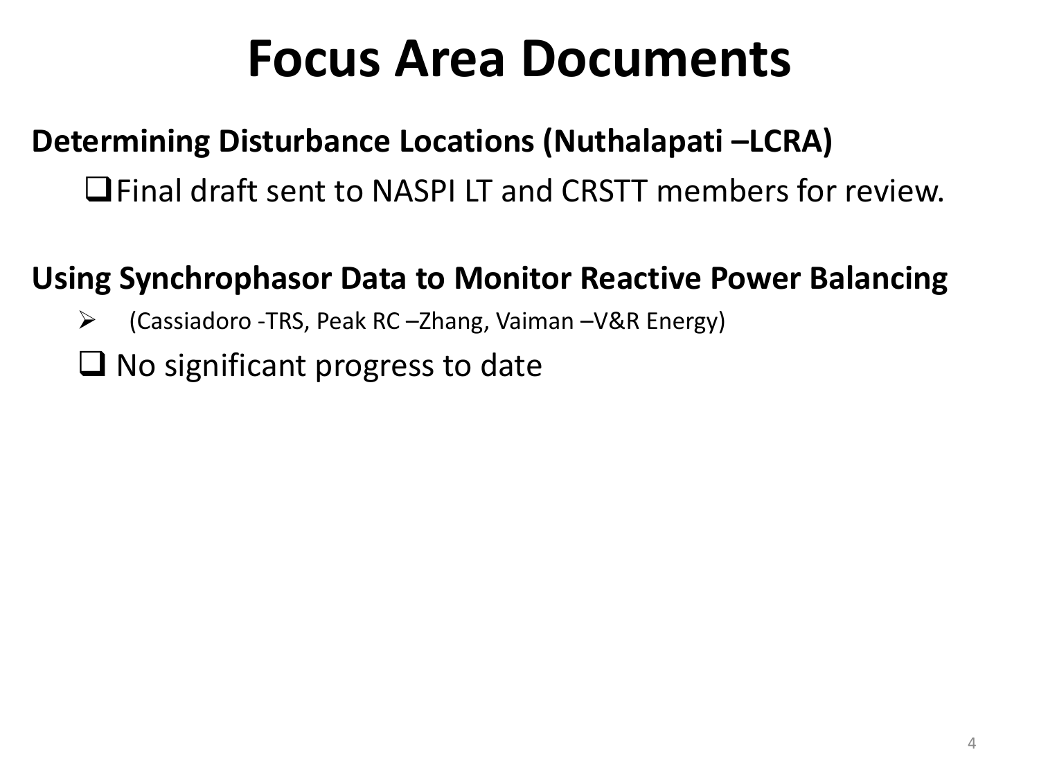# Focus Area Documents

**Determining Disturbance Locations (Nuthalapati –LCRA)**

- Final draft sent to NASPI LT and CRSTT members for review.

**Using Synchrophasor Data to Monitor Reactive Power Balancing**

- (Cassiadoro -TRS, Peak RC –Zhang, Vaiman –V&R Energy)
- No significant progress to date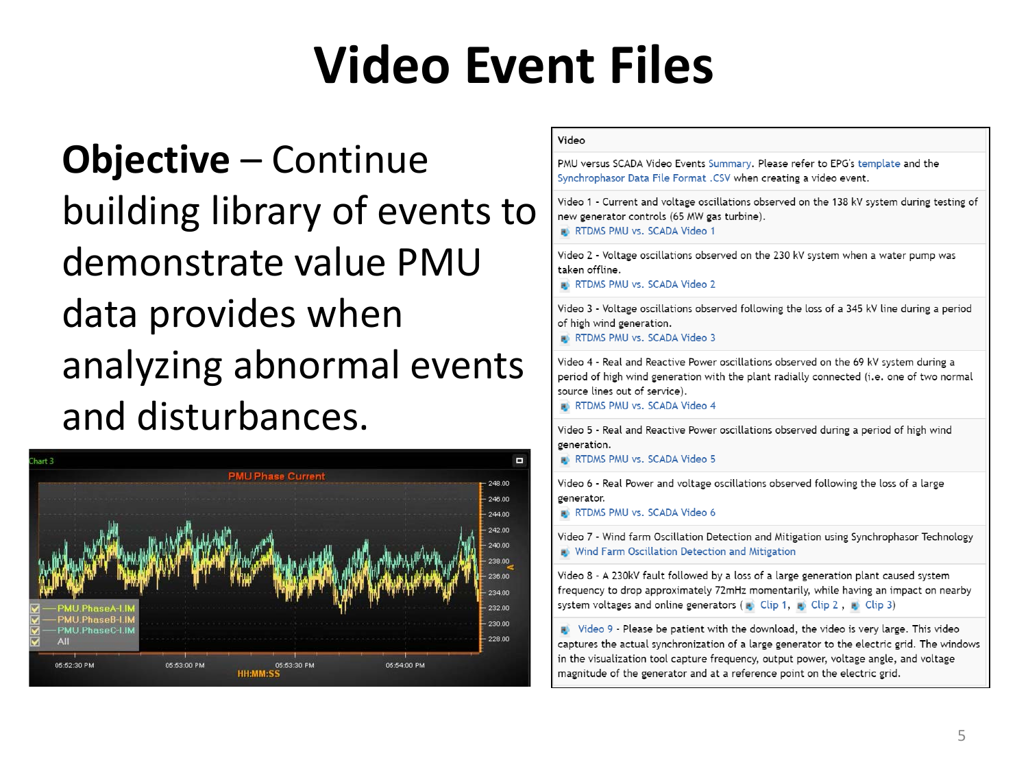# Video Event Files

**Objective** – Continue building library of events to demonstrate value PMU data provides when analyzing abnormal events and disturbances.

| Video |
|---|
| PMU versus SCADA Video Events Summary. Please refer to EPG's template and the Synchrophasor Data File Format .CSV when creating a video event. |
| Video 1 - Current and voltage oscillations observed on the 138 kV system during testing of new generator controls (65 MW gas turbine). RTDMS PMU vs. SCADA Video 1 |
| Video 2 - Voltage oscillations observed on the 230 kV system when a water pump was taken offline. RTDMS PMU vs. SCADA Video 2 |
| Video 3 - Voltage oscillations observed following the loss of a 345 kV line during a period of high wind generation. RTDMS PMU vs. SCADA Video 3 |
| Video 4 - Real and Reactive Power oscillations observed on the 69 kV system during a period of high wind generation with the plant radially connected (i.e. one of two normal source lines out of service). RTDMS PMU vs. SCADA Video 4 |
| Video 5 - Real and Reactive Power oscillations observed during a period of high wind generation. RTDMS PMU vs. SCADA Video 5 |
| Video 6 - Real Power and voltage oscillations observed following the loss of a large generator. RTDMS PMU vs. SCADA Video 6 |
| Video 7 - Wind farm Oscillation Detection and Mitigation using Synchrophasor Technology Wind Farm Oscillation Detection and Mitigation |
| Video 8 - A 230kV fault followed by a loss of a large generation plant caused system frequency to drop approximately 72mHz momentarily, while having an impact on nearby system voltages and online generators ( Clip 1, Clip 2 , Clip 3) |
| Video 9 - Please be patient with the download, the video is very large. This video captures the actual synchronization of a large generator to the electric grid. The windows in the visualization tool capture frequency, output power, voltage angle, and voltage magnitude of the generator and at a reference point on the electric grid. |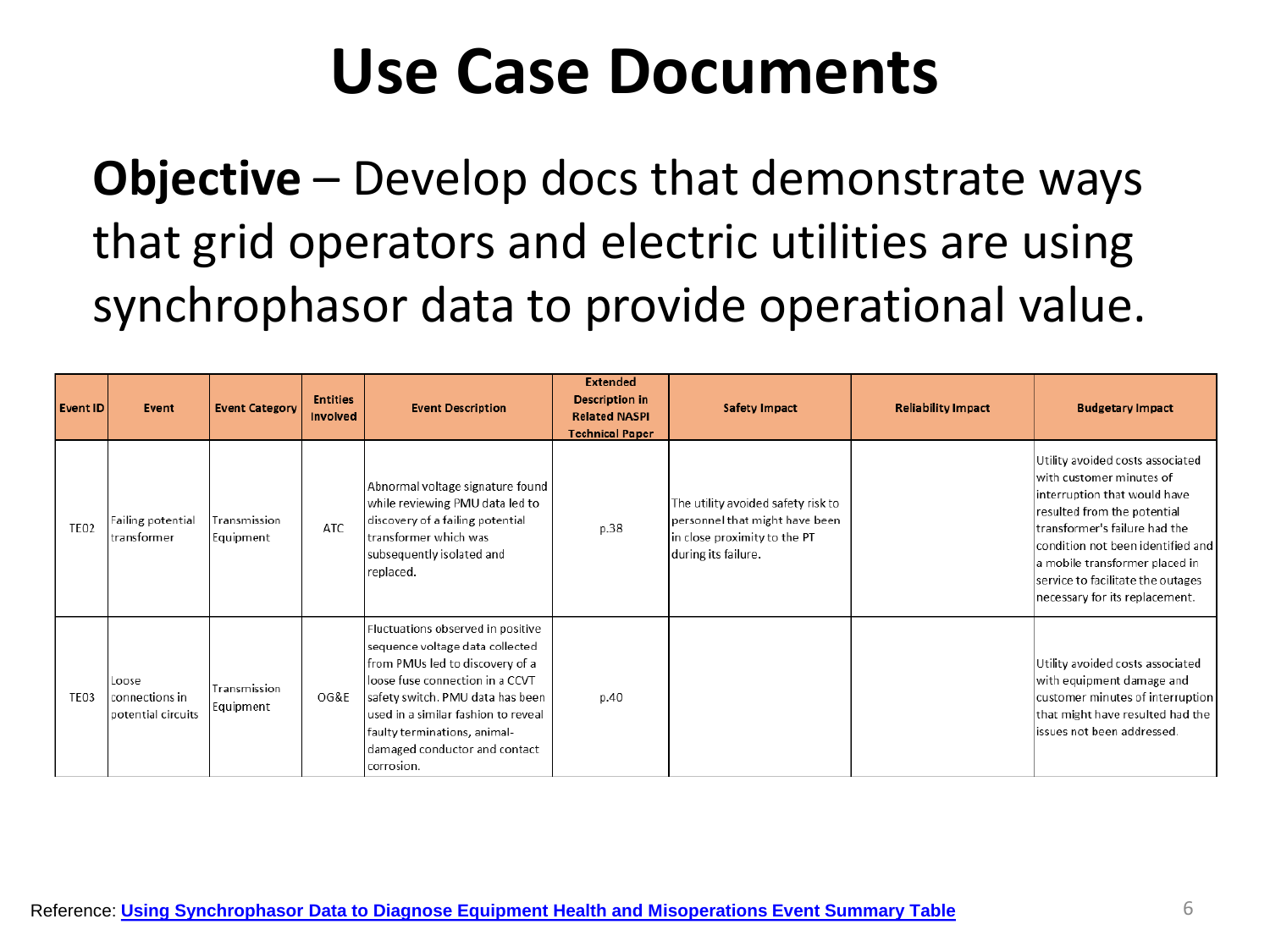# Use Case Documents

**Objective** – Develop docs that demonstrate ways that grid operators and electric utilities are using synchrophasor data to provide operational value.

| Event ID | Event | Event Category | Entities Involved | Event Description | Extended Description in Related NASPI Technical Paper | Safety Impact | Reliability Impact | Budgetary Impact |
|---|---|---|---|---|---|---|---|---|
| TE02 | Failing potential transformer | Transmission Equipment | ATC | Abnormal voltage signature found while reviewing PMU data led to discovery of a failing potential transformer which was subsequently isolated and replaced. | p.38 | The utility avoided safety risk to personnel that might have been in close proximity to the PT during its failure. | | Utility avoided costs associated with customer minutes of interruption that would have resulted from the potential transformer's failure had the condition not been identified and a mobile transformer placed in service to facilitate the outages necessary for its replacement. |
| TE03 | Loose connections in potential circuits | Transmission Equipment | OG&E | Fluctuations observed in positive sequence voltage data collected from PMUs led to discovery of a loose fuse connection in a CCVT safety switch. PMU data has been used in a similar fashion to reveal faulty terminations, animal-damaged conductor and contact corrosion. | p.40 | | | Utility avoided costs associated with equipment damage and customer minutes of interruption that might have resulted had the issues not been addressed. |

Reference: [Using Synchrophasor Data to Diagnose Equipment Health and Misoperations Event Summary Table]()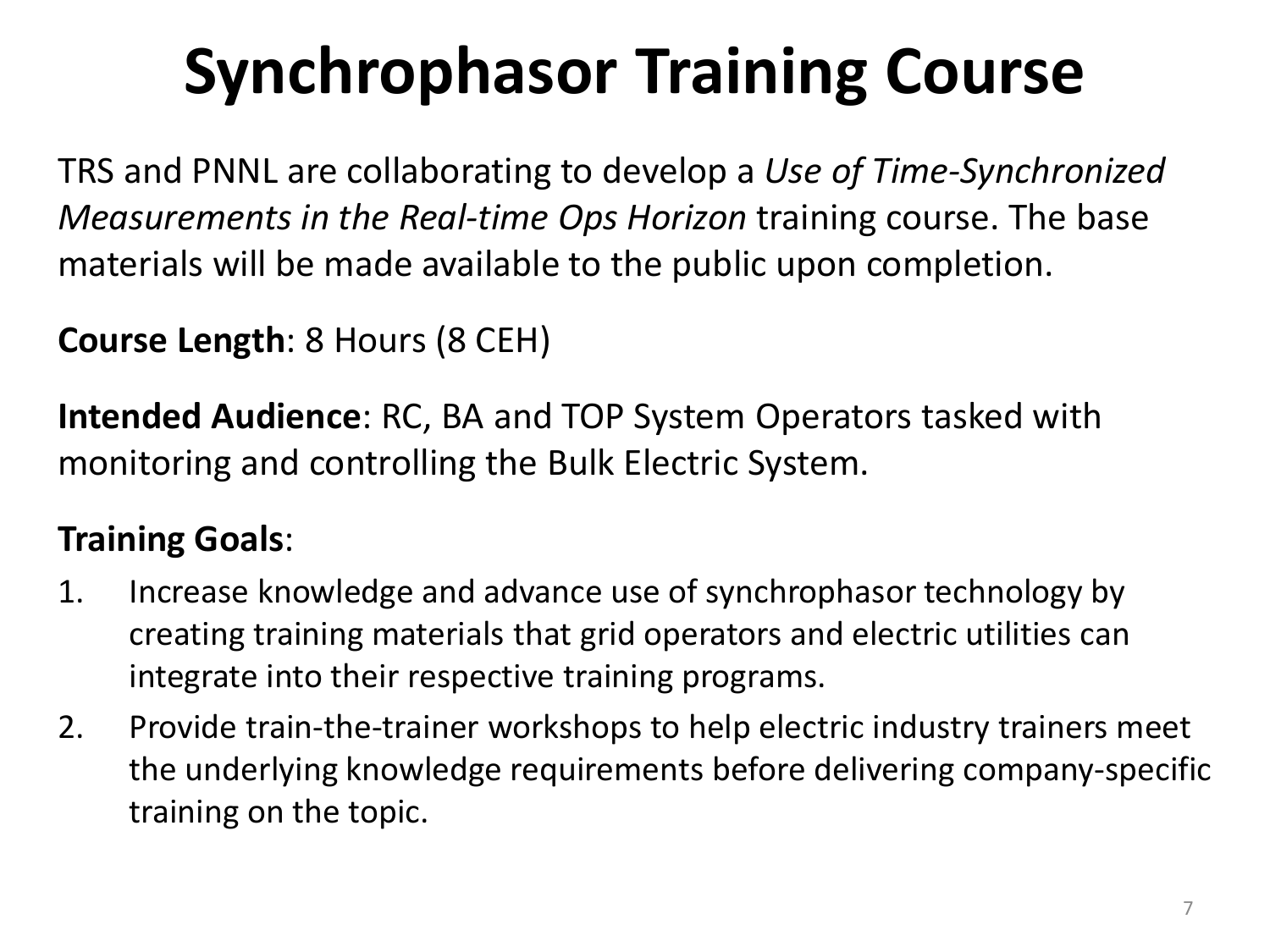# Synchrophasor Training Course

TRS and PNNL are collaborating to develop a *Use of Time-Synchronized Measurements in the Real-time Ops Horizon* training course. The base materials will be made available to the public upon completion.

**Course Length**: 8 Hours (8 CEH)

**Intended Audience**: RC, BA and TOP System Operators tasked with monitoring and controlling the Bulk Electric System.

**Training Goals**:

1. Increase knowledge and advance use of synchrophasor technology by creating training materials that grid operators and electric utilities can integrate into their respective training programs.
2. Provide train-the-trainer workshops to help electric industry trainers meet the underlying knowledge requirements before delivering company-specific training on the topic.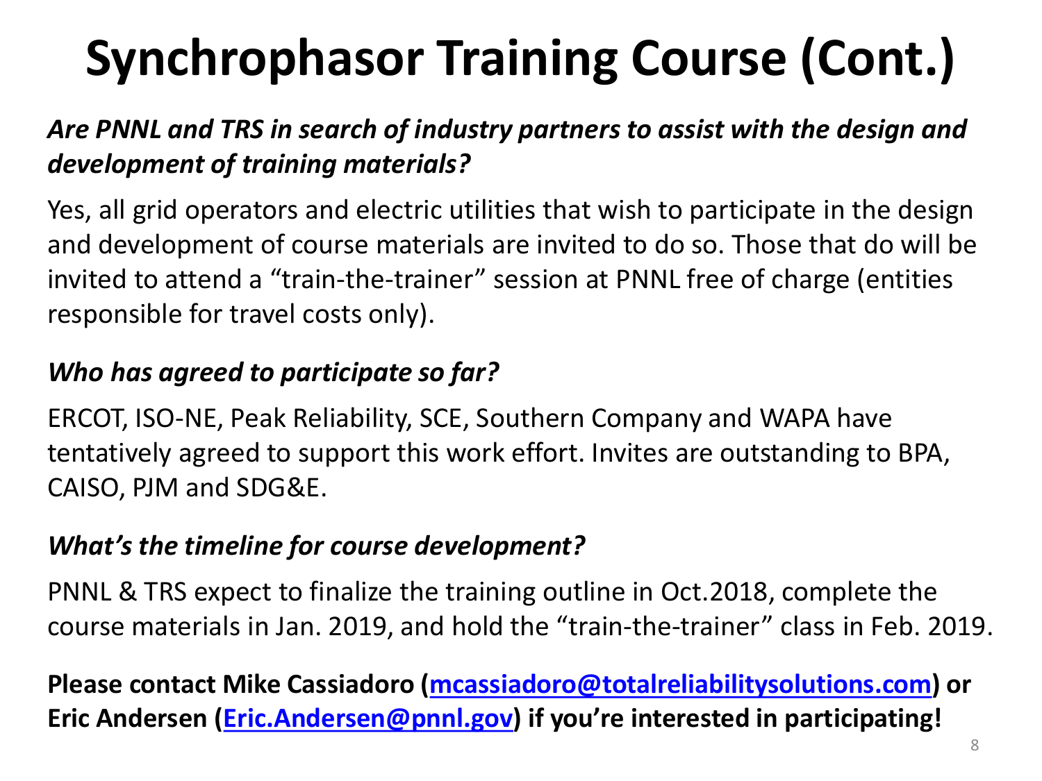# Synchrophasor Training Course (Cont.)

***Are PNNL and TRS in search of industry partners to assist with the design and development of training materials?***

Yes, all grid operators and electric utilities that wish to participate in the design and development of course materials are invited to do so. Those that do will be invited to attend a “train-the-trainer” session at PNNL free of charge (entities responsible for travel costs only).

***Who has agreed to participate so far?***

ERCOT, ISO-NE, Peak Reliability, SCE, Southern Company and WAPA have tentatively agreed to support this work effort. Invites are outstanding to BPA, CAISO, PJM and SDG&E.

***What’s the timeline for course development?***

PNNL & TRS expect to finalize the training outline in Oct.2018, complete the course materials in Jan. 2019, and hold the “train-the-trainer” class in Feb. 2019.

**Please contact Mike Cassiadoro ([mcassiadoro@totalreliabilitysolutions.com](mailto:mcassiadoro@totalreliabilitysolutions.com)) or Eric Andersen ([Eric.Andersen@pnnl.gov](mailto:Eric.Andersen@pnnl.gov)) if you’re interested in participating!**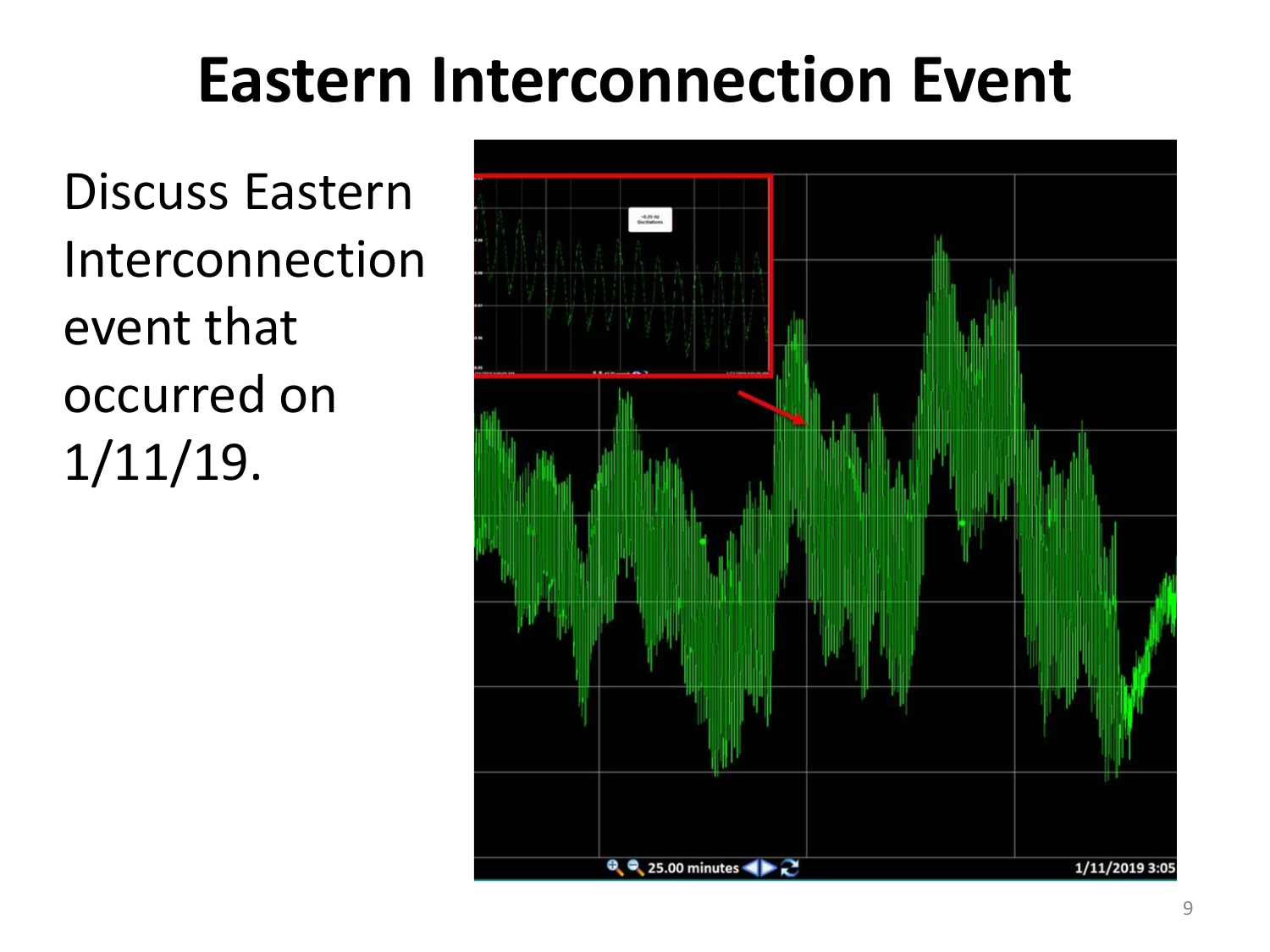# Eastern Interconnection Event

Discuss Eastern Interconnection event that occurred on 1/11/19.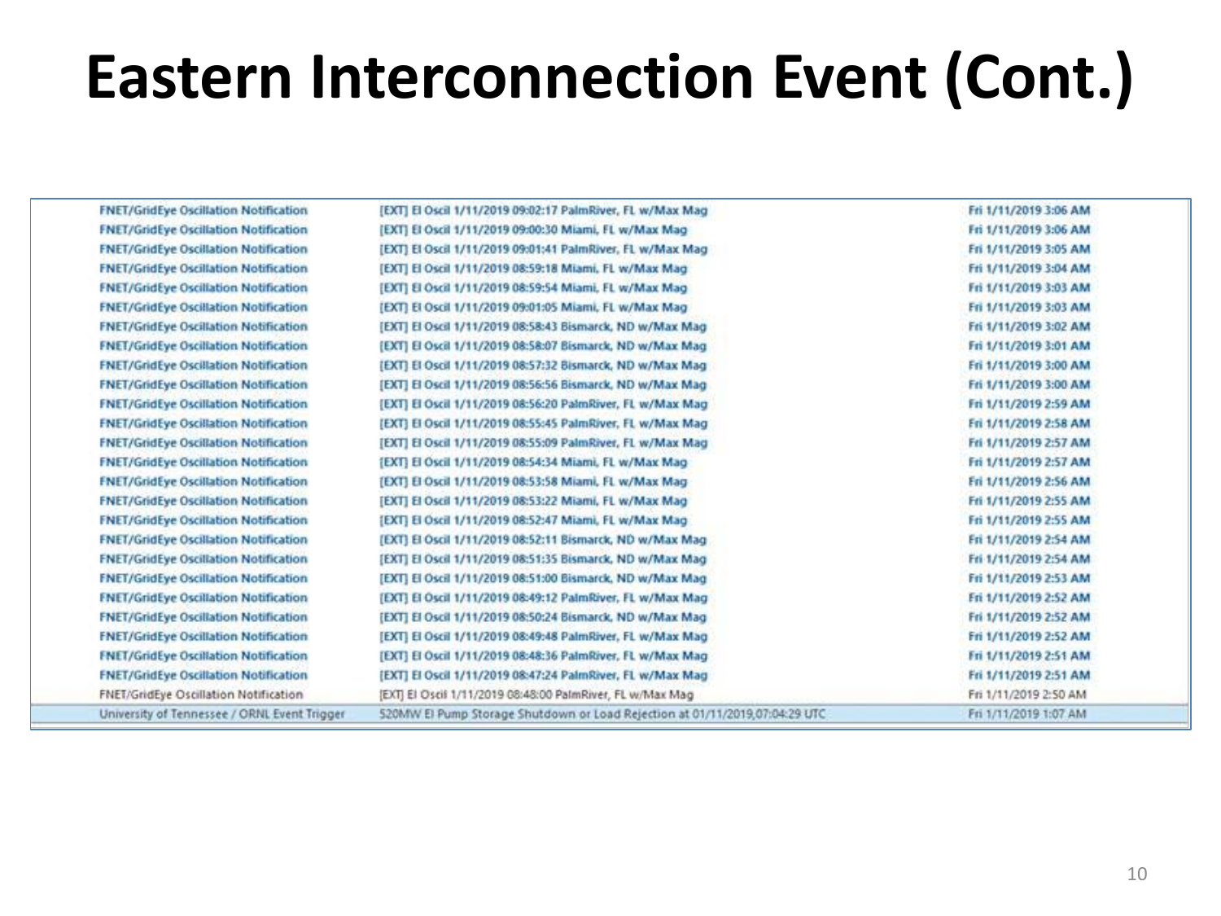# Eastern Interconnection Event (Cont.)

| | | |
|---|---|---|
| FNET/GridEye Oscillation Notification | [EXT] EI Oscil 1/11/2019 09:02:17 PalmRiver, FL w/Max Mag | Fri 1/11/2019 3:06 AM |
| FNET/GridEye Oscillation Notification | [EXT] EI Oscil 1/11/2019 09:00:30 Miami, FL w/Max Mag | Fri 1/11/2019 3:06 AM |
| FNET/GridEye Oscillation Notification | [EXT] EI Oscil 1/11/2019 09:01:41 PalmRiver, FL w/Max Mag | Fri 1/11/2019 3:05 AM |
| FNET/GridEye Oscillation Notification | [EXT] EI Oscil 1/11/2019 08:59:18 Miami, FL w/Max Mag | Fri 1/11/2019 3:04 AM |
| FNET/GridEye Oscillation Notification | [EXT] EI Oscil 1/11/2019 08:59:54 Miami, FL w/Max Mag | Fri 1/11/2019 3:03 AM |
| FNET/GridEye Oscillation Notification | [EXT] EI Oscil 1/11/2019 09:01:05 Miami, FL w/Max Mag | Fri 1/11/2019 3:03 AM |
| FNET/GridEye Oscillation Notification | [EXT] EI Oscil 1/11/2019 08:58:43 Bismarck, ND w/Max Mag | Fri 1/11/2019 3:02 AM |
| FNET/GridEye Oscillation Notification | [EXT] EI Oscil 1/11/2019 08:58:07 Bismarck, ND w/Max Mag | Fri 1/11/2019 3:01 AM |
| FNET/GridEye Oscillation Notification | [EXT] EI Oscil 1/11/2019 08:57:32 Bismarck, ND w/Max Mag | Fri 1/11/2019 3:00 AM |
| FNET/GridEye Oscillation Notification | [EXT] EI Oscil 1/11/2019 08:56:56 Bismarck, ND w/Max Mag | Fri 1/11/2019 3:00 AM |
| FNET/GridEye Oscillation Notification | [EXT] EI Oscil 1/11/2019 08:56:20 PalmRiver, FL w/Max Mag | Fri 1/11/2019 2:59 AM |
| FNET/GridEye Oscillation Notification | [EXT] EI Oscil 1/11/2019 08:55:45 PalmRiver, FL w/Max Mag | Fri 1/11/2019 2:58 AM |
| FNET/GridEye Oscillation Notification | [EXT] EI Oscil 1/11/2019 08:55:09 PalmRiver, FL w/Max Mag | Fri 1/11/2019 2:57 AM |
| FNET/GridEye Oscillation Notification | [EXT] EI Oscil 1/11/2019 08:54:34 Miami, FL w/Max Mag | Fri 1/11/2019 2:57 AM |
| FNET/GridEye Oscillation Notification | [EXT] EI Oscil 1/11/2019 08:53:58 Miami, FL w/Max Mag | Fri 1/11/2019 2:56 AM |
| FNET/GridEye Oscillation Notification | [EXT] EI Oscil 1/11/2019 08:53:22 Miami, FL w/Max Mag | Fri 1/11/2019 2:55 AM |
| FNET/GridEye Oscillation Notification | [EXT] EI Oscil 1/11/2019 08:52:47 Miami, FL w/Max Mag | Fri 1/11/2019 2:55 AM |
| FNET/GridEye Oscillation Notification | [EXT] EI Oscil 1/11/2019 08:52:11 Bismarck, ND w/Max Mag | Fri 1/11/2019 2:54 AM |
| FNET/GridEye Oscillation Notification | [EXT] EI Oscil 1/11/2019 08:51:35 Bismarck, ND w/Max Mag | Fri 1/11/2019 2:54 AM |
| FNET/GridEye Oscillation Notification | [EXT] EI Oscil 1/11/2019 08:51:00 Bismarck, ND w/Max Mag | Fri 1/11/2019 2:53 AM |
| FNET/GridEye Oscillation Notification | [EXT] EI Oscil 1/11/2019 08:49:12 PalmRiver, FL w/Max Mag | Fri 1/11/2019 2:52 AM |
| FNET/GridEye Oscillation Notification | [EXT] EI Oscil 1/11/2019 08:50:24 Bismarck, ND w/Max Mag | Fri 1/11/2019 2:52 AM |
| FNET/GridEye Oscillation Notification | [EXT] EI Oscil 1/11/2019 08:49:48 PalmRiver, FL w/Max Mag | Fri 1/11/2019 2:52 AM |
| FNET/GridEye Oscillation Notification | [EXT] EI Oscil 1/11/2019 08:48:36 PalmRiver, FL w/Max Mag | Fri 1/11/2019 2:51 AM |
| FNET/GridEye Oscillation Notification | [EXT] EI Oscil 1/11/2019 08:47:24 PalmRiver, FL w/Max Mag | Fri 1/11/2019 2:51 AM |
| FNET/GridEye Oscillation Notification | [EXT] EI Oscil 1/11/2019 08:48:00 PalmRiver, FL w/Max Mag | Fri 1/11/2019 2:50 AM |
| University of Tennessee / ORNL Event Trigger | 520MW EI Pump Storage Shutdown or Load Rejection at 01/11/2019,07:04:29 UTC | Fri 1/11/2019 1:07 AM |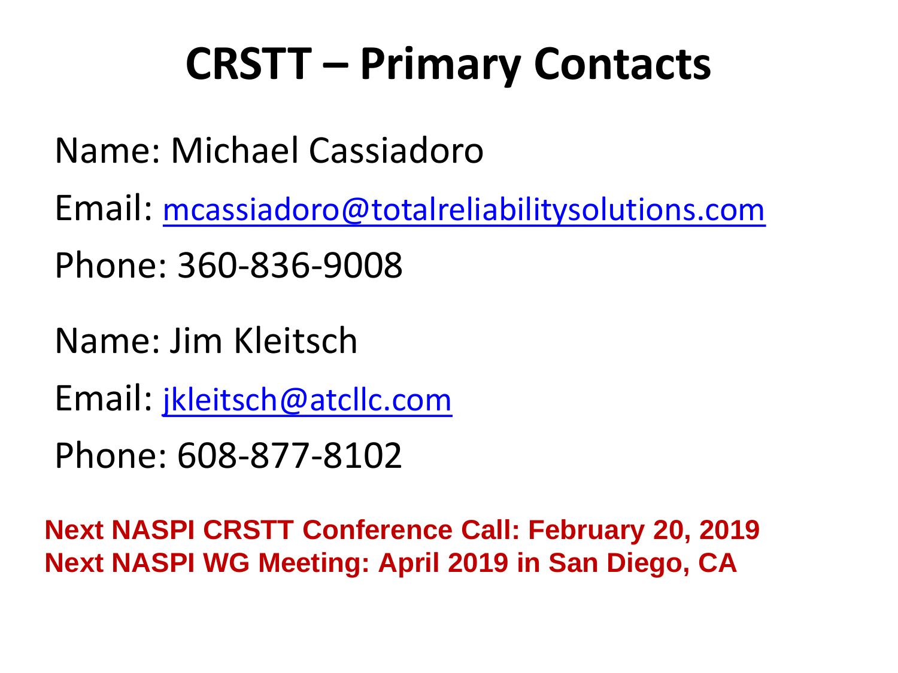# CRSTT – Primary Contacts

Name: Michael Cassiadoro

Email: mcassiadoro@totalreliabilitysolutions.com

Phone: 360-836-9008

Name: Jim Kleitsch

Email: jkleitsch@atcllc.com

Phone: 608-877-8102

**Next NASPI CRSTT Conference Call: February 20, 2019**
**Next NASPI WG Meeting: April 2019 in San Diego, CA**